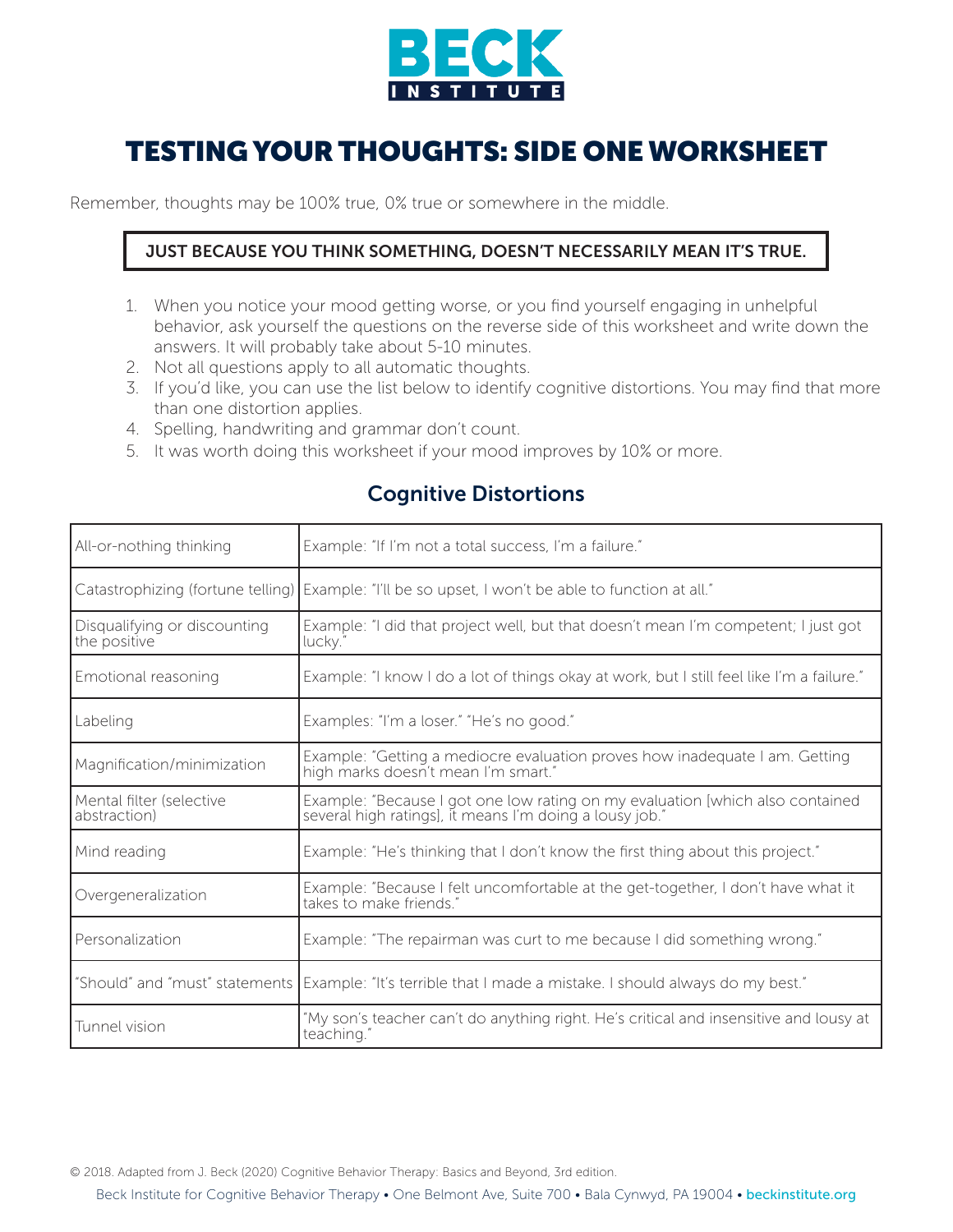# BECK INSTITUTE

# TESTING YOUR THOUGHTS: SIDE ONE WORKSHEET

Remember, thoughts may be 100% true, 0% true or somewhere in the middle.

**JUST BECAUSE YOU THINK SOMETHING, DOESN'T NECESSARILY MEAN IT'S TRUE.**

1. When you notice your mood getting worse, or you find yourself engaging in unhelpful behavior, ask yourself the questions on the reverse side of this worksheet and write down the answers. It will probably take about 5-10 minutes.
2. Not all questions apply to all automatic thoughts.
3. If you'd like, you can use the list below to identify cognitive distortions. You may find that more than one distortion applies.
4. Spelling, handwriting and grammar don't count.
5. It was worth doing this worksheet if your mood improves by 10% or more.

## Cognitive Distortions

| | |
|---|---|
| All-or-nothing thinking | Example: "If I'm not a total success, I'm a failure." |
| Catastrophizing (fortune telling) | Example: "I'll be so upset, I won't be able to function at all." |
| Disqualifying or discounting the positive | Example: "I did that project well, but that doesn't mean I'm competent; I just got lucky." |
| Emotional reasoning | Example: "I know I do a lot of things okay at work, but I still feel like I'm a failure." |
| Labeling | Examples: "I'm a loser." "He's no good." |
| Magnification/minimization | Example: "Getting a mediocre evaluation proves how inadequate I am. Getting high marks doesn't mean I'm smart." |
| Mental filter (selective abstraction) | Example: "Because I got one low rating on my evaluation [which also contained several high ratings], it means I'm doing a lousy job." |
| Mind reading | Example: "He's thinking that I don't know the first thing about this project." |
| Overgeneralization | Example: "Because I felt uncomfortable at the get-together, I don't have what it takes to make friends." |
| Personalization | Example: "The repairman was curt to me because I did something wrong." |
| "Should" and "must" statements | Example: "It's terrible that I made a mistake. I should always do my best." |
| Tunnel vision | "My son's teacher can't do anything right. He's critical and insensitive and lousy at teaching." |

© 2018. Adapted from J. Beck (2020) Cognitive Behavior Therapy: Basics and Beyond, 3rd edition.

Beck Institute for Cognitive Behavior Therapy • One Belmont Ave, Suite 700 • Bala Cynwyd, PA 19004 • beckinstitute.org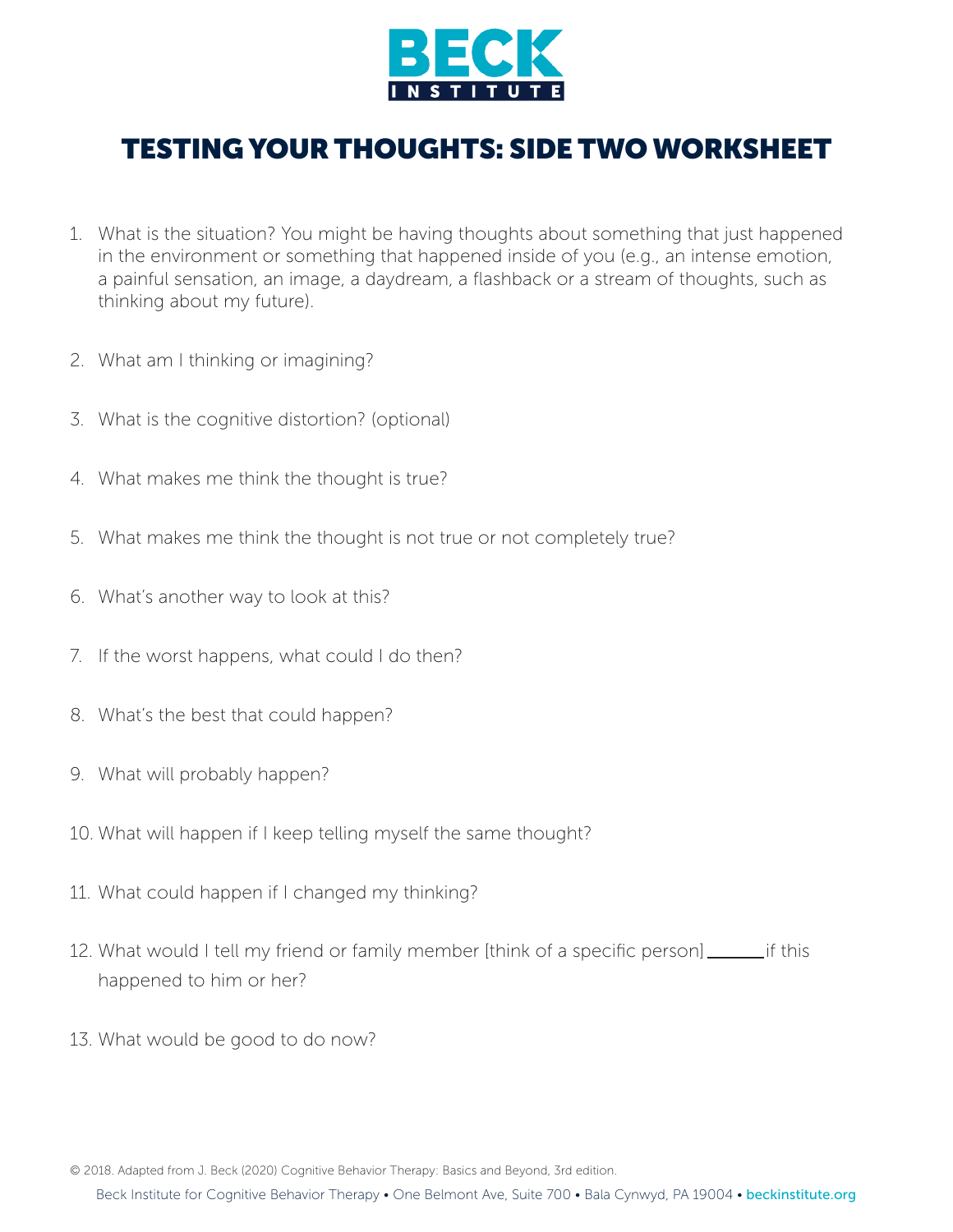# TESTING YOUR THOUGHTS: SIDE TWO WORKSHEET

1. What is the situation? You might be having thoughts about something that just happened in the environment or something that happened inside of you (e.g., an intense emotion, a painful sensation, an image, a daydream, a flashback or a stream of thoughts, such as thinking about my future).

2. What am I thinking or imagining?

3. What is the cognitive distortion? (optional)

4. What makes me think the thought is true?

5. What makes me think the thought is not true or not completely true?

6. What's another way to look at this?

7. If the worst happens, what could I do then?

8. What's the best that could happen?

9. What will probably happen?

10. What will happen if I keep telling myself the same thought?

11. What could happen if I changed my thinking?

12. What would I tell my friend or family member [think of a specific person] ______ if this happened to him or her?

13. What would be good to do now?

© 2018. Adapted from J. Beck (2020) Cognitive Behavior Therapy: Basics and Beyond, 3rd edition.

Beck Institute for Cognitive Behavior Therapy • One Belmont Ave, Suite 700 • Bala Cynwyd, PA 19004 • beckinstitute.org